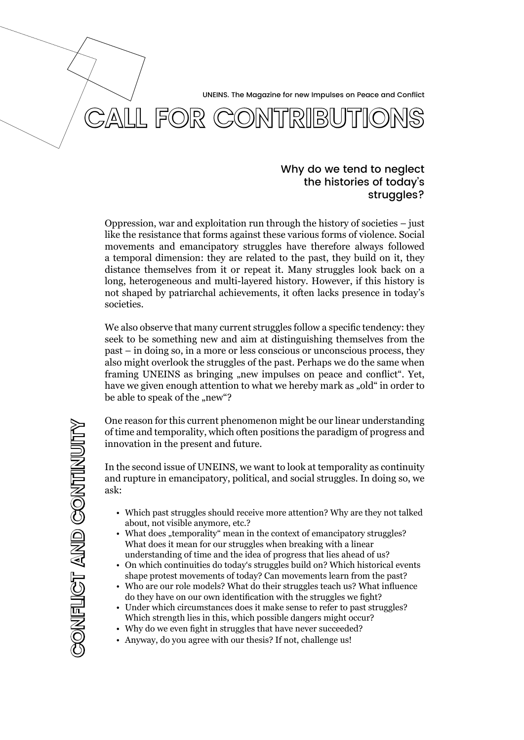UNEINS. The Magazine for new Impulses on Peace and Conflict

# CALL FOR CONTRIBUTIONS

## Why do we tend to neglect the histories of today's struggles?

Oppression, war and exploitation run through the history of societies – just like the resistance that forms against these various forms of violence. Social movements and emancipatory struggles have therefore always followed a temporal dimension: they are related to the past, they build on it, they distance themselves from it or repeat it. Many struggles look back on a long, heterogeneous and multi-layered history. However, if this history is not shaped by patriarchal achievements, it often lacks presence in today's societies.

We also observe that many current struggles follow a specific tendency: they seek to be something new and aim at distinguishing themselves from the past – in doing so, in a more or less conscious or unconscious process, they also might overlook the struggles of the past. Perhaps we do the same when framing UNEINS as bringing „new impulses on peace and conflict". Yet, have we given enough attention to what we hereby mark as „old" in order to be able to speak of the „new"?

CONFLICT AND CONTINUITY

One reason for this current phenomenon might be our linear understanding of time and temporality, which often positions the paradigm of progress and innovation in the present and future.

In the second issue of UNEINS, we want to look at temporality as continuity and rupture in emancipatory, political, and social struggles. In doing so, we ask:

- Which past struggles should receive more attention? Why are they not talked about, not visible anymore, etc.?
- What does „temporality" mean in the context of emancipatory struggles? What does it mean for our struggles when breaking with a linear understanding of time and the idea of progress that lies ahead of us?
- On which continuities do today's struggles build on? Which historical events shape protest movements of today? Can movements learn from the past?
- Who are our role models? What do their struggles teach us? What influence do they have on our own identification with the struggles we fight?
- Under which circumstances does it make sense to refer to past struggles? Which strength lies in this, which possible dangers might occur?
- Why do we even fight in struggles that have never succeeded?
- Anyway, do you agree with our thesis? If not, challenge us!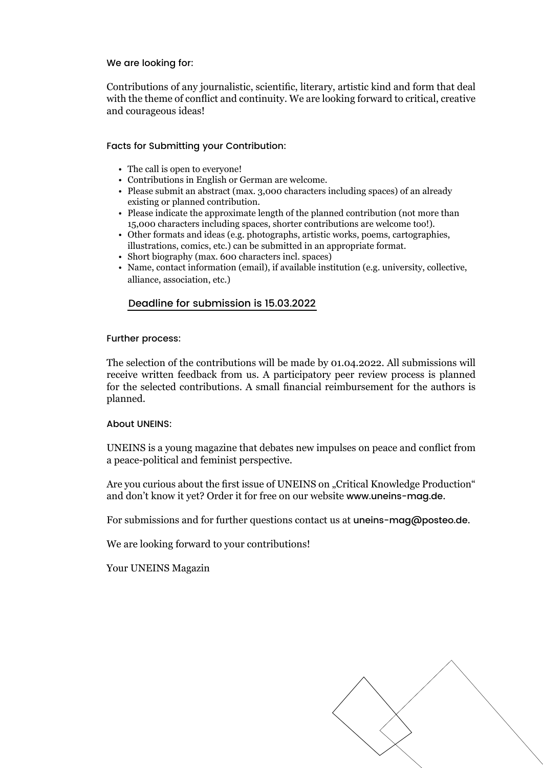### We are looking for:

Contributions of any journalistic, scientific, literary, artistic kind and form that deal with the theme of conflict and continuity. We are looking forward to critical, creative and courageous ideas!

### Facts for Submitting your Contribution:

- The call is open to everyone!
- Contributions in English or German are welcome.
- Please submit an abstract (max. 3,000 characters including spaces) of an already existing or planned contribution.
- Please indicate the approximate length of the planned contribution (not more than 15,000 characters including spaces, shorter contributions are welcome too!).
- Other formats and ideas (e.g. photographs, artistic works, poems, cartographies, illustrations, comics, etc.) can be submitted in an appropriate format.
- Short biography (max. 600 characters incl. spaces)
- Name, contact information (email), if available institution (e.g. university, collective, alliance, association, etc.)

**Deadline for submission is 15.03.2022**

### Further process:

The selection of the contributions will be made by 01.04.2022. All submissions will receive written feedback from us. A participatory peer review process is planned for the selected contributions. A small financial reimbursement for the authors is planned.

### About UNEINS:

UNEINS is a young magazine that debates new impulses on peace and conflict from a peace-political and feminist perspective.

Are you curious about the first issue of UNEINS on „Critical Knowledge Production" and don't know it yet? Order it for free on our website www.uneins-mag.de.

For submissions and for further questions contact us at uneins-mag@posteo.de.

We are looking forward to your contributions!

Your UNEINS Magazin